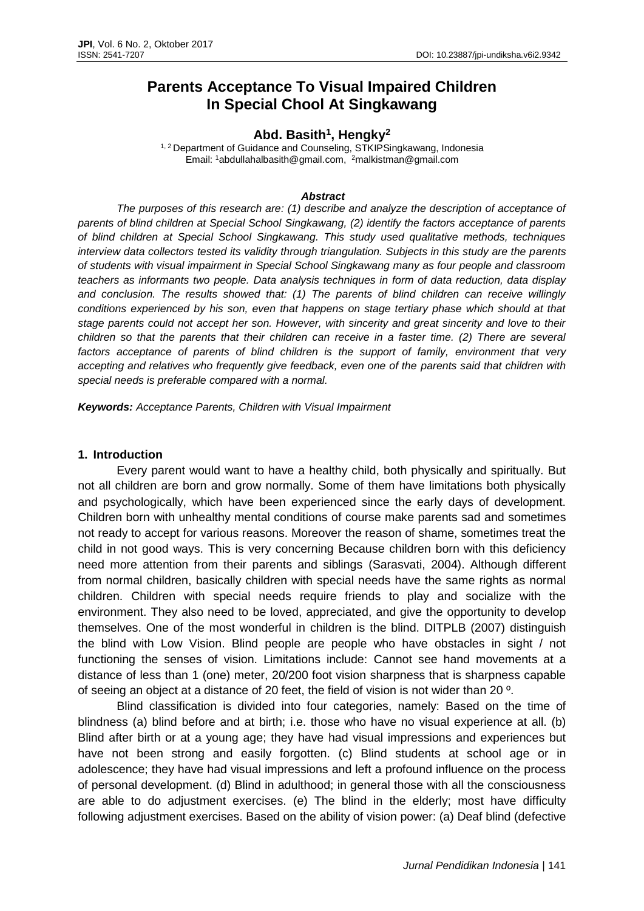# Parents Acceptance To Visual Impaired Children In Special Chool At Singkawang

**Abd. Basith[1], Hengky[2]**

[1, 2] Department of Guidance and Counseling, STKIPSingkawang, Indonesia
Email: [1]abdullahalbasith@gmail.com, [2]malkistman@gmail.com

***Abstract***

*The purposes of this research are: (1) describe and analyze the description of acceptance of parents of blind children at Special School Singkawang, (2) identify the factors acceptance of parents of blind children at Special School Singkawang. This study used qualitative methods, techniques interview data collectors tested its validity through triangulation. Subjects in this study are the parents of students with visual impairment in Special School Singkawang many as four people and classroom teachers as informants two people. Data analysis techniques in form of data reduction, data display and conclusion. The results showed that: (1) The parents of blind children can receive willingly conditions experienced by his son, even that happens on stage tertiary phase which should at that stage parents could not accept her son. However, with sincerity and great sincerity and love to their children so that the parents that their children can receive in a faster time. (2) There are several factors acceptance of parents of blind children is the support of family, environment that very accepting and relatives who frequently give feedback, even one of the parents said that children with special needs is preferable compared with a normal.*

***Keywords:*** *Acceptance Parents, Children with Visual Impairment*

## 1. Introduction

Every parent would want to have a healthy child, both physically and spiritually. But not all children are born and grow normally. Some of them have limitations both physically and psychologically, which have been experienced since the early days of development. Children born with unhealthy mental conditions of course make parents sad and sometimes not ready to accept for various reasons. Moreover the reason of shame, sometimes treat the child in not good ways. This is very concerning Because children born with this deficiency need more attention from their parents and siblings (Sarasvati, 2004). Although different from normal children, basically children with special needs have the same rights as normal children. Children with special needs require friends to play and socialize with the environment. They also need to be loved, appreciated, and give the opportunity to develop themselves. One of the most wonderful in children is the blind. DITPLB (2007) distinguish the blind with Low Vision. Blind people are people who have obstacles in sight / not functioning the senses of vision. Limitations include: Cannot see hand movements at a distance of less than 1 (one) meter, 20/200 foot vision sharpness that is sharpness capable of seeing an object at a distance of 20 feet, the field of vision is not wider than 20 º.

Blind classification is divided into four categories, namely: Based on the time of blindness (a) blind before and at birth; i.e. those who have no visual experience at all. (b) Blind after birth or at a young age; they have had visual impressions and experiences but have not been strong and easily forgotten. (c) Blind students at school age or in adolescence; they have had visual impressions and left a profound influence on the process of personal development. (d) Blind in adulthood; in general those with all the consciousness are able to do adjustment exercises. (e) The blind in the elderly; most have difficulty following adjustment exercises. Based on the ability of vision power: (a) Deaf blind (defective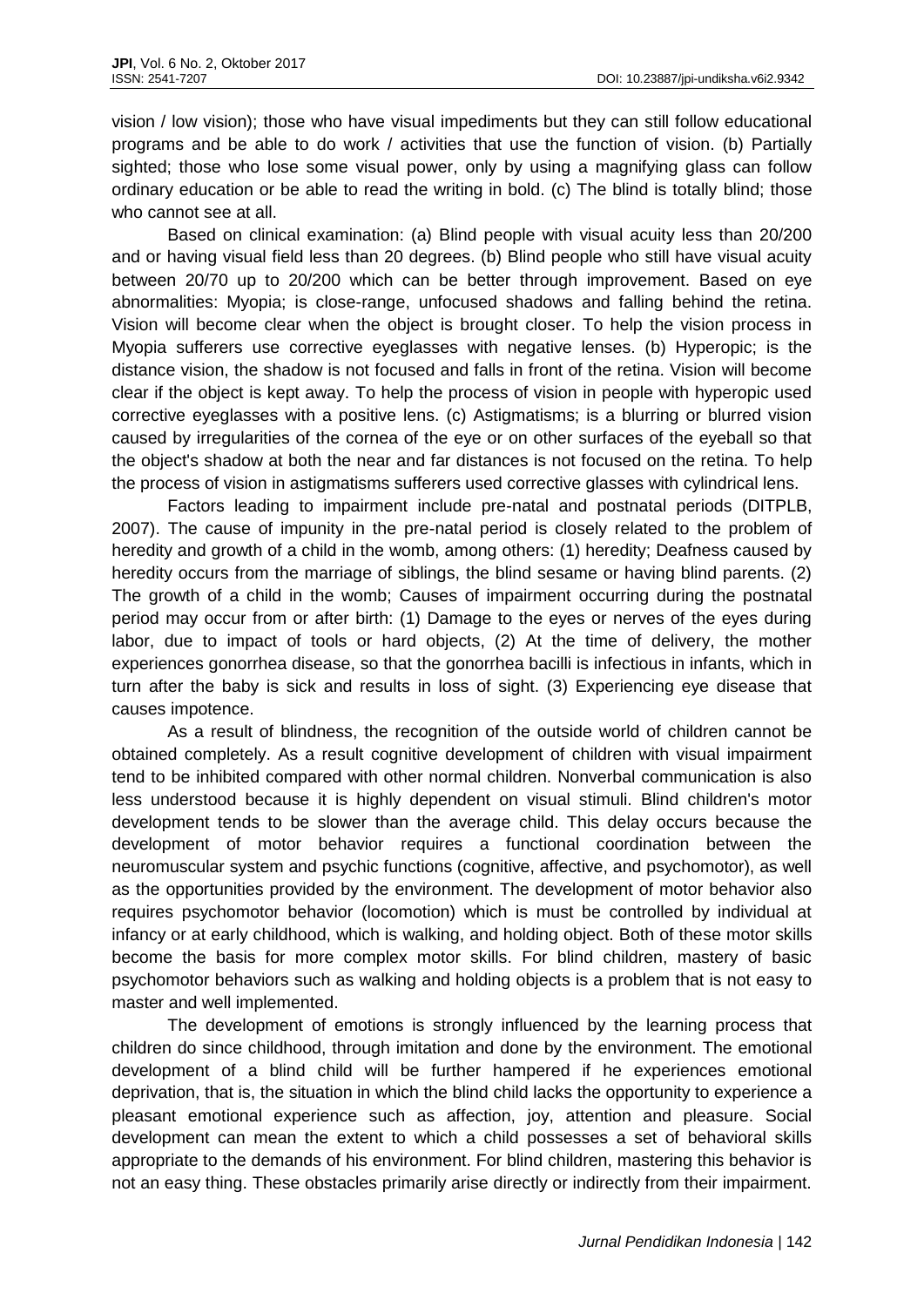vision / low vision); those who have visual impediments but they can still follow educational programs and be able to do work / activities that use the function of vision. (b) Partially sighted; those who lose some visual power, only by using a magnifying glass can follow ordinary education or be able to read the writing in bold. (c) The blind is totally blind; those who cannot see at all.

Based on clinical examination: (a) Blind people with visual acuity less than 20/200 and or having visual field less than 20 degrees. (b) Blind people who still have visual acuity between 20/70 up to 20/200 which can be better through improvement. Based on eye abnormalities: Myopia; is close-range, unfocused shadows and falling behind the retina. Vision will become clear when the object is brought closer. To help the vision process in Myopia sufferers use corrective eyeglasses with negative lenses. (b) Hyperopic; is the distance vision, the shadow is not focused and falls in front of the retina. Vision will become clear if the object is kept away. To help the process of vision in people with hyperopic used corrective eyeglasses with a positive lens. (c) Astigmatisms; is a blurring or blurred vision caused by irregularities of the cornea of the eye or on other surfaces of the eyeball so that the object's shadow at both the near and far distances is not focused on the retina. To help the process of vision in astigmatisms sufferers used corrective glasses with cylindrical lens.

Factors leading to impairment include pre-natal and postnatal periods (DITPLB, 2007). The cause of impunity in the pre-natal period is closely related to the problem of heredity and growth of a child in the womb, among others: (1) heredity; Deafness caused by heredity occurs from the marriage of siblings, the blind sesame or having blind parents. (2) The growth of a child in the womb; Causes of impairment occurring during the postnatal period may occur from or after birth: (1) Damage to the eyes or nerves of the eyes during labor, due to impact of tools or hard objects, (2) At the time of delivery, the mother experiences gonorrhea disease, so that the gonorrhea bacilli is infectious in infants, which in turn after the baby is sick and results in loss of sight. (3) Experiencing eye disease that causes impotence.

As a result of blindness, the recognition of the outside world of children cannot be obtained completely. As a result cognitive development of children with visual impairment tend to be inhibited compared with other normal children. Nonverbal communication is also less understood because it is highly dependent on visual stimuli. Blind children's motor development tends to be slower than the average child. This delay occurs because the development of motor behavior requires a functional coordination between the neuromuscular system and psychic functions (cognitive, affective, and psychomotor), as well as the opportunities provided by the environment. The development of motor behavior also requires psychomotor behavior (locomotion) which is must be controlled by individual at infancy or at early childhood, which is walking, and holding object. Both of these motor skills become the basis for more complex motor skills. For blind children, mastery of basic psychomotor behaviors such as walking and holding objects is a problem that is not easy to master and well implemented.

The development of emotions is strongly influenced by the learning process that children do since childhood, through imitation and done by the environment. The emotional development of a blind child will be further hampered if he experiences emotional deprivation, that is, the situation in which the blind child lacks the opportunity to experience a pleasant emotional experience such as affection, joy, attention and pleasure. Social development can mean the extent to which a child possesses a set of behavioral skills appropriate to the demands of his environment. For blind children, mastering this behavior is not an easy thing. These obstacles primarily arise directly or indirectly from their impairment.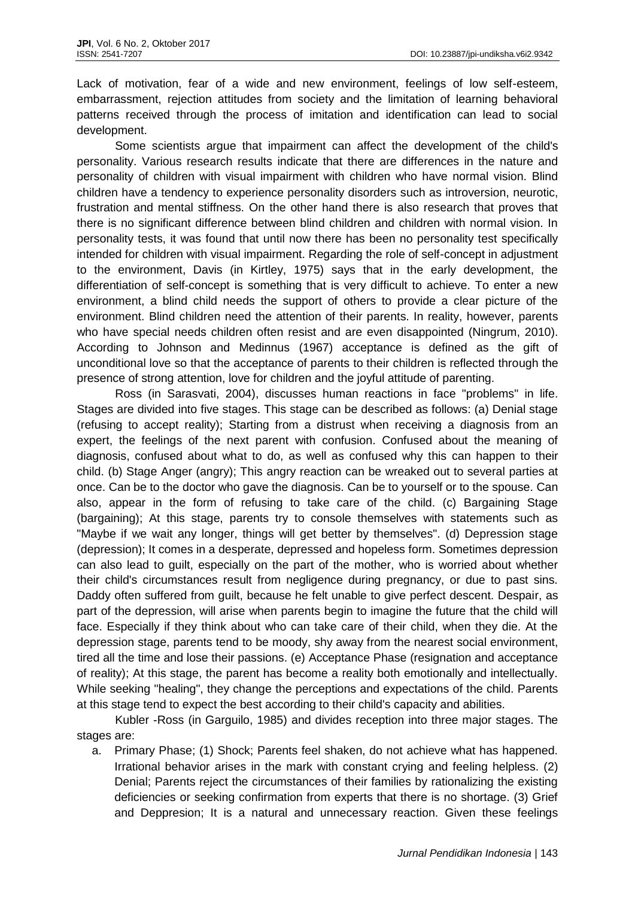Lack of motivation, fear of a wide and new environment, feelings of low self-esteem, embarrassment, rejection attitudes from society and the limitation of learning behavioral patterns received through the process of imitation and identification can lead to social development.

Some scientists argue that impairment can affect the development of the child's personality. Various research results indicate that there are differences in the nature and personality of children with visual impairment with children who have normal vision. Blind children have a tendency to experience personality disorders such as introversion, neurotic, frustration and mental stiffness. On the other hand there is also research that proves that there is no significant difference between blind children and children with normal vision. In personality tests, it was found that until now there has been no personality test specifically intended for children with visual impairment. Regarding the role of self-concept in adjustment to the environment, Davis (in Kirtley, 1975) says that in the early development, the differentiation of self-concept is something that is very difficult to achieve. To enter a new environment, a blind child needs the support of others to provide a clear picture of the environment. Blind children need the attention of their parents. In reality, however, parents who have special needs children often resist and are even disappointed (Ningrum, 2010). According to Johnson and Medinnus (1967) acceptance is defined as the gift of unconditional love so that the acceptance of parents to their children is reflected through the presence of strong attention, love for children and the joyful attitude of parenting.

Ross (in Sarasvati, 2004), discusses human reactions in face "problems" in life. Stages are divided into five stages. This stage can be described as follows: (a) Denial stage (refusing to accept reality); Starting from a distrust when receiving a diagnosis from an expert, the feelings of the next parent with confusion. Confused about the meaning of diagnosis, confused about what to do, as well as confused why this can happen to their child. (b) Stage Anger (angry); This angry reaction can be wreaked out to several parties at once. Can be to the doctor who gave the diagnosis. Can be to yourself or to the spouse. Can also, appear in the form of refusing to take care of the child. (c) Bargaining Stage (bargaining); At this stage, parents try to console themselves with statements such as "Maybe if we wait any longer, things will get better by themselves". (d) Depression stage (depression); It comes in a desperate, depressed and hopeless form. Sometimes depression can also lead to guilt, especially on the part of the mother, who is worried about whether their child's circumstances result from negligence during pregnancy, or due to past sins. Daddy often suffered from guilt, because he felt unable to give perfect descent. Despair, as part of the depression, will arise when parents begin to imagine the future that the child will face. Especially if they think about who can take care of their child, when they die. At the depression stage, parents tend to be moody, shy away from the nearest social environment, tired all the time and lose their passions. (e) Acceptance Phase (resignation and acceptance of reality); At this stage, the parent has become a reality both emotionally and intellectually. While seeking "healing", they change the perceptions and expectations of the child. Parents at this stage tend to expect the best according to their child's capacity and abilities.

Kubler -Ross (in Garguilo, 1985) and divides reception into three major stages. The stages are:

a. Primary Phase; (1) Shock; Parents feel shaken, do not achieve what has happened. Irrational behavior arises in the mark with constant crying and feeling helpless. (2) Denial; Parents reject the circumstances of their families by rationalizing the existing deficiencies or seeking confirmation from experts that there is no shortage. (3) Grief and Deppresion; It is a natural and unnecessary reaction. Given these feelings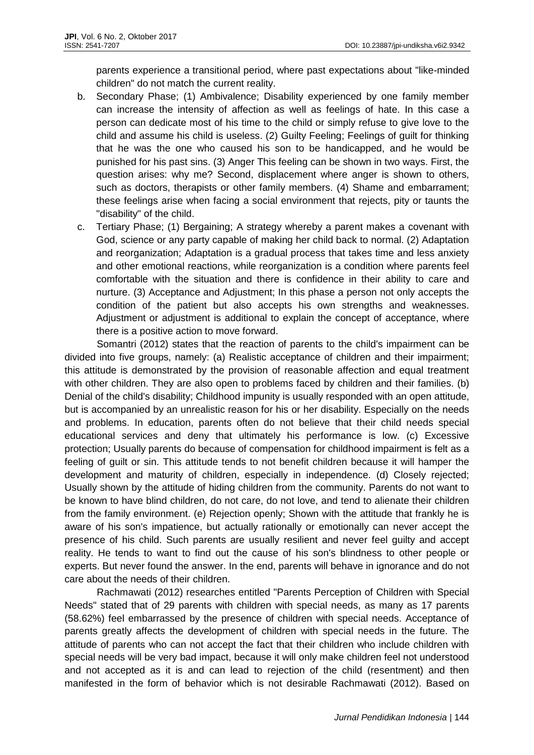parents experience a transitional period, where past expectations about "like-minded children" do not match the current reality.

b. Secondary Phase; (1) Ambivalence; Disability experienced by one family member can increase the intensity of affection as well as feelings of hate. In this case a person can dedicate most of his time to the child or simply refuse to give love to the child and assume his child is useless. (2) Guilty Feeling; Feelings of guilt for thinking that he was the one who caused his son to be handicapped, and he would be punished for his past sins. (3) Anger This feeling can be shown in two ways. First, the question arises: why me? Second, displacement where anger is shown to others, such as doctors, therapists or other family members. (4) Shame and embarrament; these feelings arise when facing a social environment that rejects, pity or taunts the "disability" of the child.

c. Tertiary Phase; (1) Bergaining; A strategy whereby a parent makes a covenant with God, science or any party capable of making her child back to normal. (2) Adaptation and reorganization; Adaptation is a gradual process that takes time and less anxiety and other emotional reactions, while reorganization is a condition where parents feel comfortable with the situation and there is confidence in their ability to care and nurture. (3) Acceptance and Adjustment; In this phase a person not only accepts the condition of the patient but also accepts his own strengths and weaknesses. Adjustment or adjustment is additional to explain the concept of acceptance, where there is a positive action to move forward.

Somantri (2012) states that the reaction of parents to the child's impairment can be divided into five groups, namely: (a) Realistic acceptance of children and their impairment; this attitude is demonstrated by the provision of reasonable affection and equal treatment with other children. They are also open to problems faced by children and their families. (b) Denial of the child's disability; Childhood impunity is usually responded with an open attitude, but is accompanied by an unrealistic reason for his or her disability. Especially on the needs and problems. In education, parents often do not believe that their child needs special educational services and deny that ultimately his performance is low. (c) Excessive protection; Usually parents do because of compensation for childhood impairment is felt as a feeling of guilt or sin. This attitude tends to not benefit children because it will hamper the development and maturity of children, especially in independence. (d) Closely rejected; Usually shown by the attitude of hiding children from the community. Parents do not want to be known to have blind children, do not care, do not love, and tend to alienate their children from the family environment. (e) Rejection openly; Shown with the attitude that frankly he is aware of his son's impatience, but actually rationally or emotionally can never accept the presence of his child. Such parents are usually resilient and never feel guilty and accept reality. He tends to want to find out the cause of his son's blindness to other people or experts. But never found the answer. In the end, parents will behave in ignorance and do not care about the needs of their children.

Rachmawati (2012) researches entitled "Parents Perception of Children with Special Needs" stated that of 29 parents with children with special needs, as many as 17 parents (58.62%) feel embarrassed by the presence of children with special needs. Acceptance of parents greatly affects the development of children with special needs in the future. The attitude of parents who can not accept the fact that their children who include children with special needs will be very bad impact, because it will only make children feel not understood and not accepted as it is and can lead to rejection of the child (resentment) and then manifested in the form of behavior which is not desirable Rachmawati (2012). Based on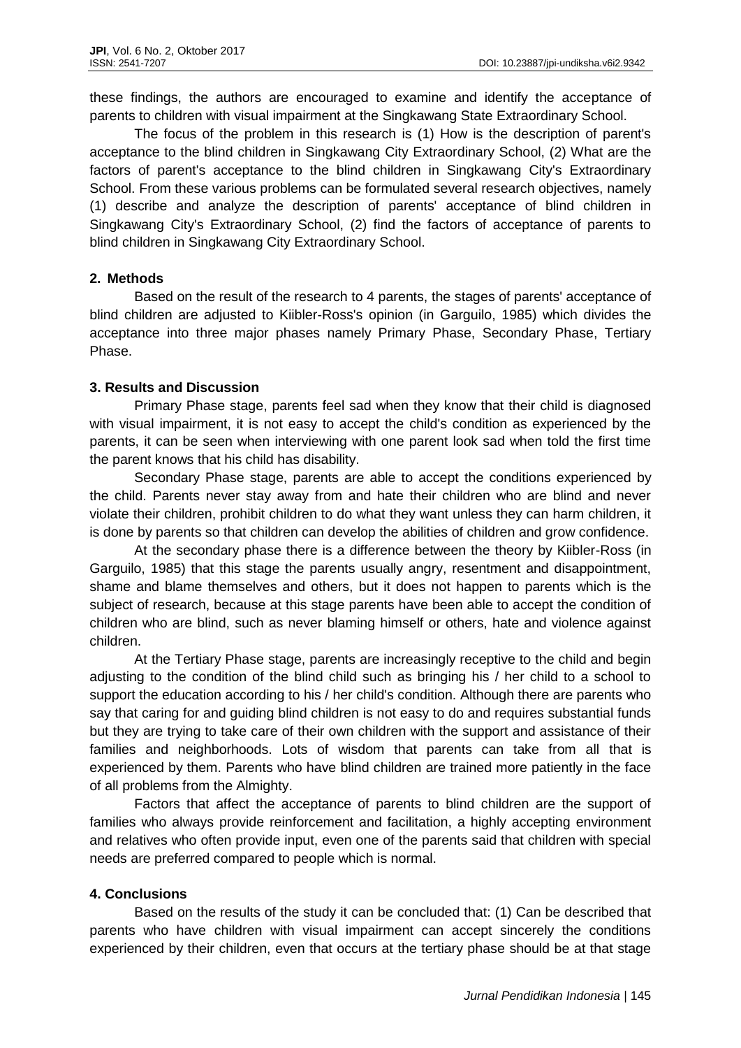these findings, the authors are encouraged to examine and identify the acceptance of parents to children with visual impairment at the Singkawang State Extraordinary School.

The focus of the problem in this research is (1) How is the description of parent's acceptance to the blind children in Singkawang City Extraordinary School, (2) What are the factors of parent's acceptance to the blind children in Singkawang City's Extraordinary School. From these various problems can be formulated several research objectives, namely (1) describe and analyze the description of parents' acceptance of blind children in Singkawang City's Extraordinary School, (2) find the factors of acceptance of parents to blind children in Singkawang City Extraordinary School.

## 2. Methods

Based on the result of the research to 4 parents, the stages of parents' acceptance of blind children are adjusted to Kiibler-Ross's opinion (in Garguilo, 1985) which divides the acceptance into three major phases namely Primary Phase, Secondary Phase, Tertiary Phase.

## 3. Results and Discussion

Primary Phase stage, parents feel sad when they know that their child is diagnosed with visual impairment, it is not easy to accept the child's condition as experienced by the parents, it can be seen when interviewing with one parent look sad when told the first time the parent knows that his child has disability.

Secondary Phase stage, parents are able to accept the conditions experienced by the child. Parents never stay away from and hate their children who are blind and never violate their children, prohibit children to do what they want unless they can harm children, it is done by parents so that children can develop the abilities of children and grow confidence.

At the secondary phase there is a difference between the theory by Kiibler-Ross (in Garguilo, 1985) that this stage the parents usually angry, resentment and disappointment, shame and blame themselves and others, but it does not happen to parents which is the subject of research, because at this stage parents have been able to accept the condition of children who are blind, such as never blaming himself or others, hate and violence against children.

At the Tertiary Phase stage, parents are increasingly receptive to the child and begin adjusting to the condition of the blind child such as bringing his / her child to a school to support the education according to his / her child's condition. Although there are parents who say that caring for and guiding blind children is not easy to do and requires substantial funds but they are trying to take care of their own children with the support and assistance of their families and neighborhoods. Lots of wisdom that parents can take from all that is experienced by them. Parents who have blind children are trained more patiently in the face of all problems from the Almighty.

Factors that affect the acceptance of parents to blind children are the support of families who always provide reinforcement and facilitation, a highly accepting environment and relatives who often provide input, even one of the parents said that children with special needs are preferred compared to people which is normal.

## 4. Conclusions

Based on the results of the study it can be concluded that: (1) Can be described that parents who have children with visual impairment can accept sincerely the conditions experienced by their children, even that occurs at the tertiary phase should be at that stage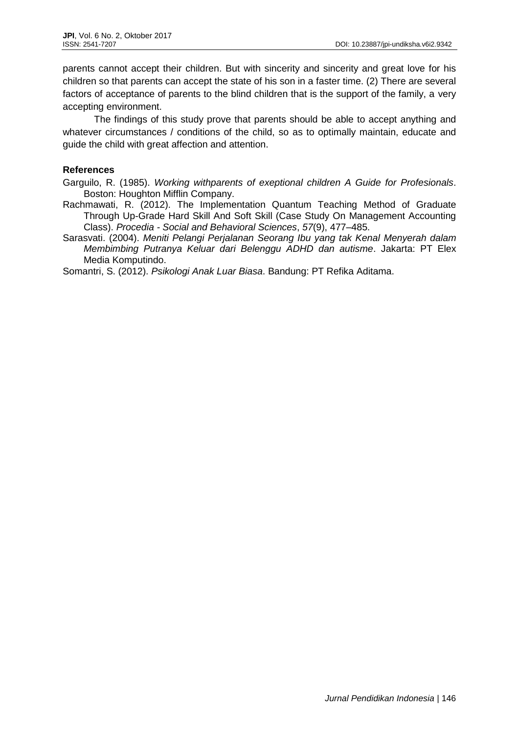parents cannot accept their children. But with sincerity and sincerity and great love for his children so that parents can accept the state of his son in a faster time. (2) There are several factors of acceptance of parents to the blind children that is the support of the family, a very accepting environment.

The findings of this study prove that parents should be able to accept anything and whatever circumstances / conditions of the child, so as to optimally maintain, educate and guide the child with great affection and attention.

## References

Garguilo, R. (1985). *Working withparents of exeptional children A Guide for Profesionals*. Boston: Houghton Mifflin Company.

Rachmawati, R. (2012). The Implementation Quantum Teaching Method of Graduate Through Up-Grade Hard Skill And Soft Skill (Case Study On Management Accounting Class). *Procedia - Social and Behavioral Sciences*, *57*(9), 477–485.

Sarasvati. (2004). *Meniti Pelangi Perjalanan Seorang Ibu yang tak Kenal Menyerah dalam Membimbing Putranya Keluar dari Belenggu ADHD dan autisme*. Jakarta: PT Elex Media Komputindo.

Somantri, S. (2012). *Psikologi Anak Luar Biasa*. Bandung: PT Refika Aditama.